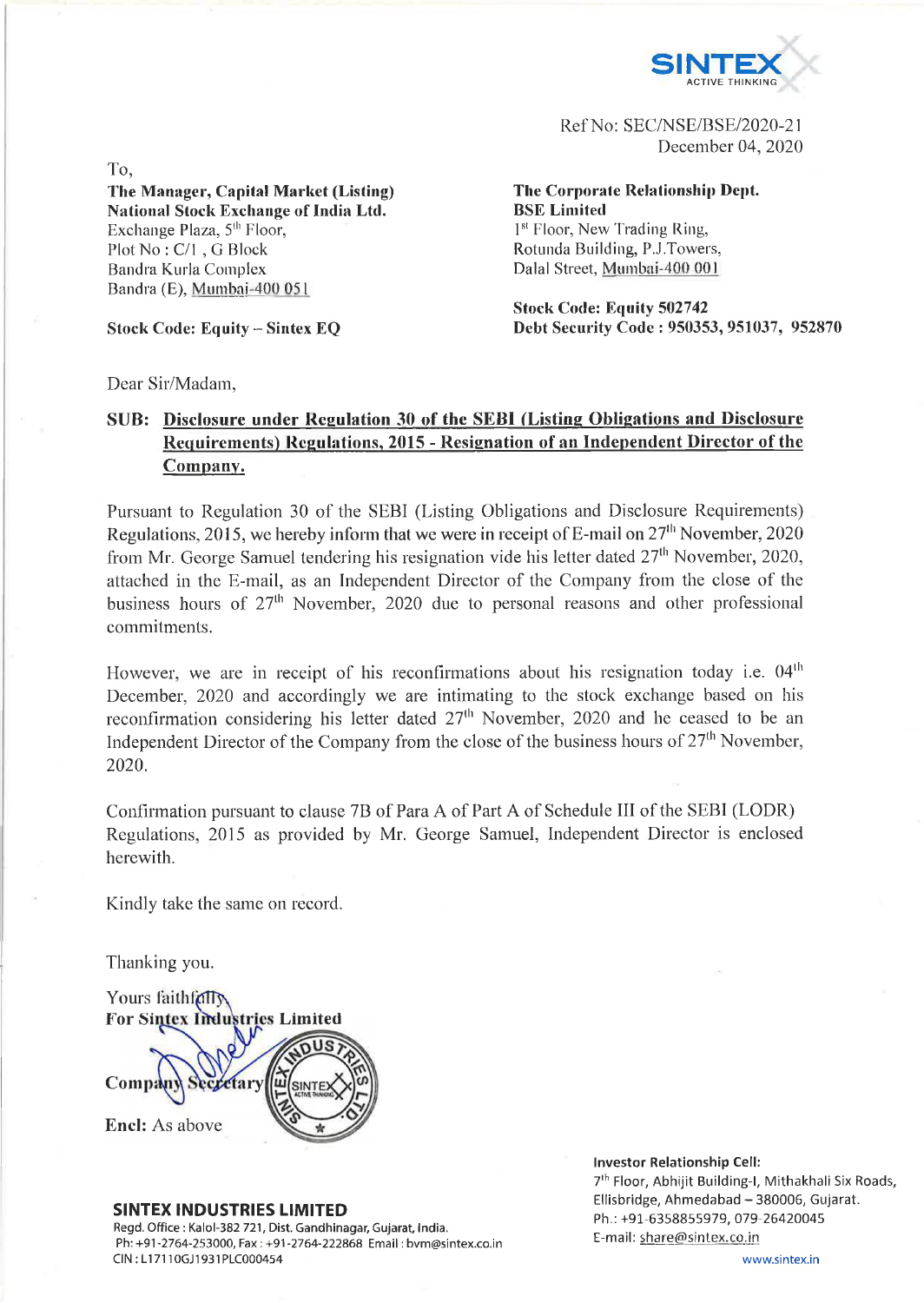SINTEX
ACTIVE THINKING

Ref No: SEC/NSE/BSE/2020-21
December 04, 2020

To,

**The Manager, Capital Market (Listing)**
**National Stock Exchange of India Ltd.**
Exchange Plaza, 5th Floor,
Plot No : C/1 , G Block
Bandra Kurla Complex
Bandra (E), Mumbai-400 051

**Stock Code: Equity – Sintex EQ**

**The Corporate Relationship Dept.**
**BSE Limited**
1st Floor, New Trading Ring,
Rotunda Building, P.J.Towers,
Dalal Street, Mumbai-400 001

**Stock Code: Equity 502742**
**Debt Security Code : 950353, 951037, 952870**

Dear Sir/Madam,

**SUB: Disclosure under Regulation 30 of the SEBI (Listing Obligations and Disclosure Requirements) Regulations, 2015 - Resignation of an Independent Director of the Company.**

Pursuant to Regulation 30 of the SEBI (Listing Obligations and Disclosure Requirements) Regulations, 2015, we hereby inform that we were in receipt of E-mail on 27th November, 2020 from Mr. George Samuel tendering his resignation vide his letter dated 27th November, 2020, attached in the E-mail, as an Independent Director of the Company from the close of the business hours of 27th November, 2020 due to personal reasons and other professional commitments.

However, we are in receipt of his reconfirmations about his resignation today i.e. 04th December, 2020 and accordingly we are intimating to the stock exchange based on his reconfirmation considering his letter dated 27th November, 2020 and he ceased to be an Independent Director of the Company from the close of the business hours of 27th November, 2020.

Confirmation pursuant to clause 7B of Para A of Part A of Schedule III of the SEBI (LODR) Regulations, 2015 as provided by Mr. George Samuel, Independent Director is enclosed herewith.

Kindly take the same on record.

Thanking you.

Yours faithfully
**For Sintex Industries Limited**

**Company Secretary**

**Encl:** As above

**SINTEX INDUSTRIES LIMITED**
Regd. Office : Kalol-382 721, Dist. Gandhinagar, Gujarat, India.
Ph: +91-2764-253000, Fax : +91-2764-222868 Email : bvm@sintex.co.in
CIN : L17110GJ1931PLC000454

**Investor Relationship Cell:**
7th Floor, Abhijit Building-I, Mithakhali Six Roads, Ellisbridge, Ahmedabad – 380006, Gujarat.
Ph.: +91-6358855979, 079-26420045
E-mail: share@sintex.co.in

www.sintex.in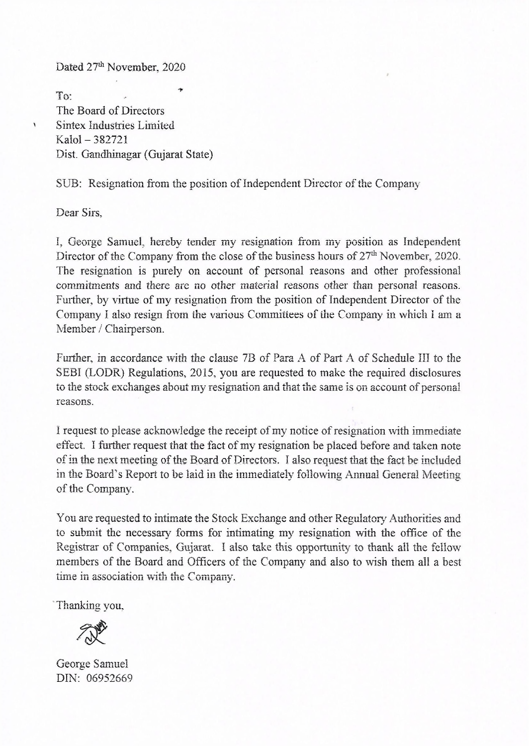Dated 27th November, 2020

To:
The Board of Directors
Sintex Industries Limited
Kalol – 382721
Dist. Gandhinagar (Gujarat State)

SUB: Resignation from the position of Independent Director of the Company

Dear Sirs,

I, George Samuel, hereby tender my resignation from my position as Independent Director of the Company from the close of the business hours of 27th November, 2020. The resignation is purely on account of personal reasons and other professional commitments and there are no other material reasons other than personal reasons. Further, by virtue of my resignation from the position of Independent Director of the Company I also resign from the various Committees of the Company in which I am a Member / Chairperson.

Further, in accordance with the clause 7B of Para A of Part A of Schedule III to the SEBI (LODR) Regulations, 2015, you are requested to make the required disclosures to the stock exchanges about my resignation and that the same is on account of personal reasons.

I request to please acknowledge the receipt of my notice of resignation with immediate effect. I further request that the fact of my resignation be placed before and taken note of in the next meeting of the Board of Directors. I also request that the fact be included in the Board's Report to be laid in the immediately following Annual General Meeting of the Company.

You are requested to intimate the Stock Exchange and other Regulatory Authorities and to submit the necessary forms for intimating my resignation with the office of the Registrar of Companies, Gujarat. I also take this opportunity to thank all the fellow members of the Board and Officers of the Company and also to wish them all a best time in association with the Company.

Thanking you,

George Samuel
DIN: 06952669